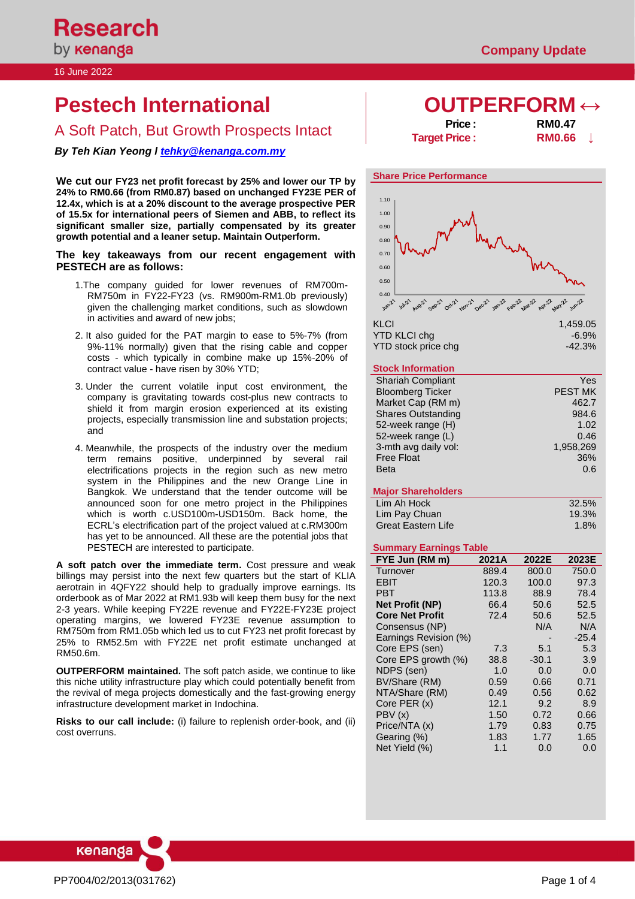Research by kenanga

Company Update

16 June 2022

# Pestech International

## A Soft Patch, But Growth Prospects Intact

***By Teh Kian Yeong I tehky@kenanga.com.my***

**OUTPERFORM ↔**

| | |
|---|---|
| **Price :** | **RM0.47** |
| **Target Price :** | **RM0.66 ↓** |

**We cut our FY23 net profit forecast by 25% and lower our TP by 24% to RM0.66 (from RM0.87) based on unchanged FY23E PER of 12.4x, which is at a 20% discount to the average prospective PER of 15.5x for international peers of Siemen and ABB, to reflect its significant smaller size, partially compensated by its greater growth potential and a leaner setup. Maintain Outperform.**

**The key takeaways from our recent engagement with PESTECH are as follows:**

1. The company guided for lower revenues of RM700m-RM750m in FY22-FY23 (vs. RM900m-RM1.0b previously) given the challenging market conditions, such as slowdown in activities and award of new jobs;

2. It also guided for the PAT margin to ease to 5%-7% (from 9%-11% normally) given that the rising cable and copper costs - which typically in combine make up 15%-20% of contract value - have risen by 30% YTD;

3. Under the current volatile input cost environment, the company is gravitating towards cost-plus new contracts to shield it from margin erosion experienced at its existing projects, especially transmission line and substation projects; and

4. Meanwhile, the prospects of the industry over the medium term remains positive, underpinned by several rail electrifications projects in the region such as new metro system in the Philippines and the new Orange Line in Bangkok. We understand that the tender outcome will be announced soon for one metro project in the Philippines which is worth c.USD100m-USD150m. Back home, the ECRL's electrification part of the project valued at c.RM300m has yet to be announced. All these are the potential jobs that PESTECH are interested to participate.

**A soft patch over the immediate term.** Cost pressure and weak billings may persist into the next few quarters but the start of KLIA aerotrain in 4QFY22 should help to gradually improve earnings. Its orderbook as of Mar 2022 at RM1.93b will keep them busy for the next 2-3 years. While keeping FY22E revenue and FY22E-FY23E project operating margins, we lowered FY23E revenue assumption to RM750m from RM1.05b which led us to cut FY23 net profit forecast by 25% to RM52.5m with FY22E net profit estimate unchanged at RM50.6m.

**OUTPERFORM maintained.** The soft patch aside, we continue to like this niche utility infrastructure play which could potentially benefit from the revival of mega projects domestically and the fast-growing energy infrastructure development market in Indochina.

**Risks to our call include:** (i) failure to replenish order-book, and (ii) cost overruns.

### Share Price Performance

| | |
|---|---|
| KLCI | 1,459.05 |
| YTD KLCI chg | -6.9% |
| YTD stock price chg | -42.3% |

### Stock Information

| | |
|---|---|
| Shariah Compliant | Yes |
| Bloomberg Ticker | PEST MK |
| Market Cap (RM m) | 462.7 |
| Shares Outstanding | 984.6 |
| 52-week range (H) | 1.02 |
| 52-week range (L) | 0.46 |
| 3-mth avg daily vol: | 1,958,269 |
| Free Float | 36% |
| Beta | 0.6 |

### Major Shareholders

| | |
|---|---|
| Lim Ah Hock | 32.5% |
| Lim Pay Chuan | 19.3% |
| Great Eastern Life | 1.8% |

### Summary Earnings Table

| FYE Jun (RM m) | 2021A | 2022E | 2023E |
|---|---|---|---|
| Turnover | 889.4 | 800.0 | 750.0 |
| EBIT | 120.3 | 100.0 | 97.3 |
| PBT | 113.8 | 88.9 | 78.4 |
| **Net Profit (NP)** | 66.4 | 50.6 | 52.5 |
| **Core Net Profit** | 72.4 | 50.6 | 52.5 |
| Consensus (NP) | | N/A | N/A |
| Earnings Revision (%) | | - | -25.4 |
| Core EPS (sen) | 7.3 | 5.1 | 5.3 |
| Core EPS growth (%) | 38.8 | -30.1 | 3.9 |
| NDPS (sen) | 1.0 | 0.0 | 0.0 |
| BV/Share (RM) | 0.59 | 0.66 | 0.71 |
| NTA/Share (RM) | 0.49 | 0.56 | 0.62 |
| Core PER (x) | 12.1 | 9.2 | 8.9 |
| PBV (x) | 1.50 | 0.72 | 0.66 |
| Price/NTA (x) | 1.79 | 0.83 | 0.75 |
| Gearing (%) | 1.83 | 1.77 | 1.65 |
| Net Yield (%) | 1.1 | 0.0 | 0.0 |

PP7004/02/2013(031762)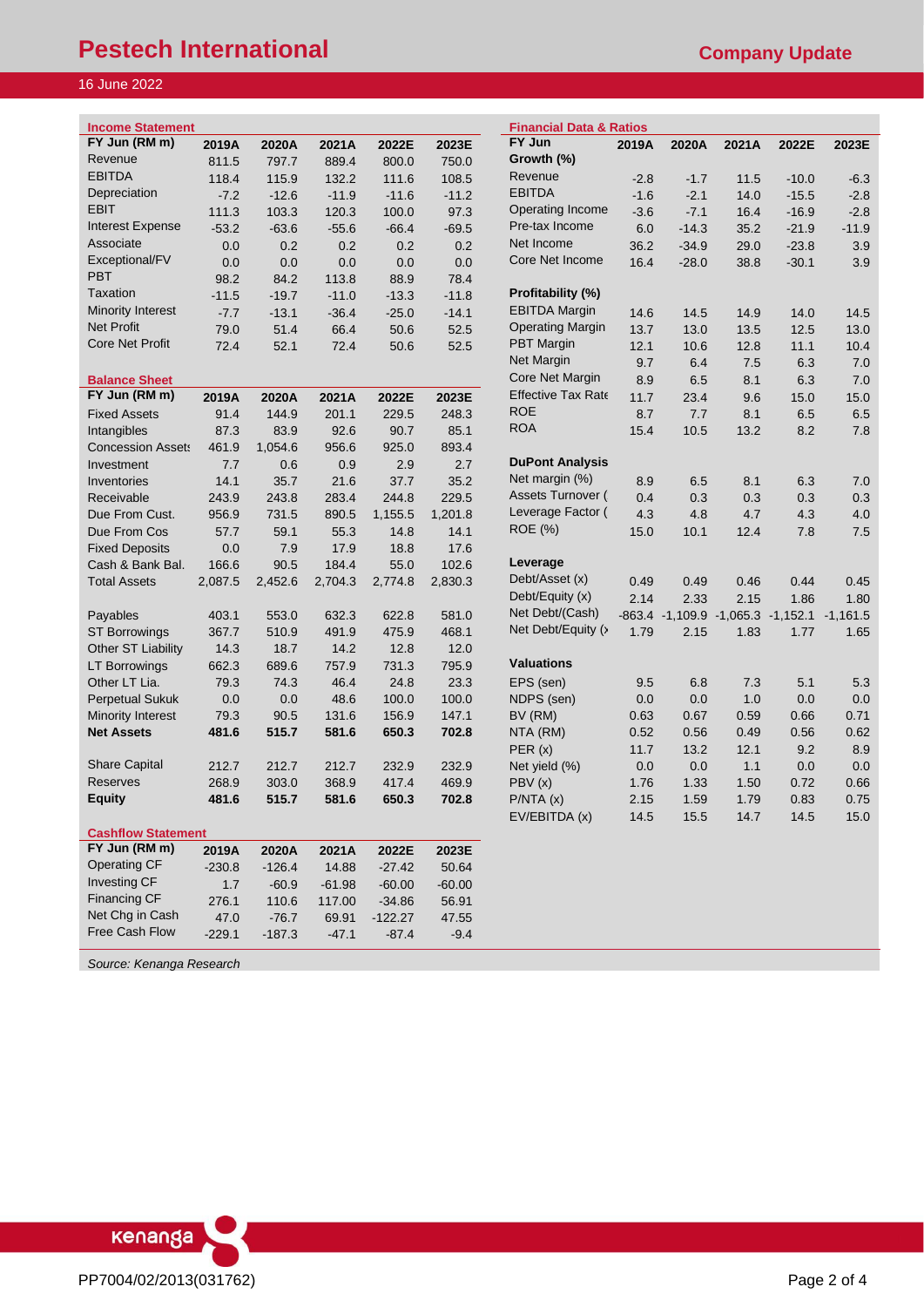# Pestech International

**Company Update**

16 June 2022

## Income Statement

| FY Jun (RM m) | 2019A | 2020A | 2021A | 2022E | 2023E |
|---|---|---|---|---|---|
| Revenue | 811.5 | 797.7 | 889.4 | 800.0 | 750.0 |
| EBITDA | 118.4 | 115.9 | 132.2 | 111.6 | 108.5 |
| Depreciation | -7.2 | -12.6 | -11.9 | -11.6 | -11.2 |
| EBIT | 111.3 | 103.3 | 120.3 | 100.0 | 97.3 |
| Interest Expense | -53.2 | -63.6 | -55.6 | -66.4 | -69.5 |
| Associate | 0.0 | 0.2 | 0.2 | 0.2 | 0.2 |
| Exceptional/FV | 0.0 | 0.0 | 0.0 | 0.0 | 0.0 |
| PBT | 98.2 | 84.2 | 113.8 | 88.9 | 78.4 |
| Taxation | -11.5 | -19.7 | -11.0 | -13.3 | -11.8 |
| Minority Interest | -7.7 | -13.1 | -36.4 | -25.0 | -14.1 |
| Net Profit | 79.0 | 51.4 | 66.4 | 50.6 | 52.5 |
| Core Net Profit | 72.4 | 52.1 | 72.4 | 50.6 | 52.5 |

## Balance Sheet

| FY Jun (RM m) | 2019A | 2020A | 2021A | 2022E | 2023E |
|---|---|---|---|---|---|
| Fixed Assets | 91.4 | 144.9 | 201.1 | 229.5 | 248.3 |
| Intangibles | 87.3 | 83.9 | 92.6 | 90.7 | 85.1 |
| Concession Assets | 461.9 | 1,054.6 | 956.6 | 925.0 | 893.4 |
| Investment | 7.7 | 0.6 | 0.9 | 2.9 | 2.7 |
| Inventories | 14.1 | 35.7 | 21.6 | 37.7 | 35.2 |
| Receivable | 243.9 | 243.8 | 283.4 | 244.8 | 229.5 |
| Due From Cust. | 956.9 | 731.5 | 890.5 | 1,155.5 | 1,201.8 |
| Due From Cos | 57.7 | 59.1 | 55.3 | 14.8 | 14.1 |
| Fixed Deposits | 0.0 | 7.9 | 17.9 | 18.8 | 17.6 |
| Cash & Bank Bal. | 166.6 | 90.5 | 184.4 | 55.0 | 102.6 |
| Total Assets | 2,087.5 | 2,452.6 | 2,704.3 | 2,774.8 | 2,830.3 |
| | | | | | |
| Payables | 403.1 | 553.0 | 632.3 | 622.8 | 581.0 |
| ST Borrowings | 367.7 | 510.9 | 491.9 | 475.9 | 468.1 |
| Other ST Liability | 14.3 | 18.7 | 14.2 | 12.8 | 12.0 |
| LT Borrowings | 662.3 | 689.6 | 757.9 | 731.3 | 795.9 |
| Other LT Lia. | 79.3 | 74.3 | 46.4 | 24.8 | 23.3 |
| Perpetual Sukuk | 0.0 | 0.0 | 48.6 | 100.0 | 100.0 |
| Minority Interest | 79.3 | 90.5 | 131.6 | 156.9 | 147.1 |
| **Net Assets** | **481.6** | **515.7** | **581.6** | **650.3** | **702.8** |
| | | | | | |
| Share Capital | 212.7 | 212.7 | 212.7 | 232.9 | 232.9 |
| Reserves | 268.9 | 303.0 | 368.9 | 417.4 | 469.9 |
| **Equity** | **481.6** | **515.7** | **581.6** | **650.3** | **702.8** |

## Cashflow Statement

| FY Jun (RM m) | 2019A | 2020A | 2021A | 2022E | 2023E |
|---|---|---|---|---|---|
| Operating CF | -230.8 | -126.4 | 14.88 | -27.42 | 50.64 |
| Investing CF | 1.7 | -60.9 | -61.98 | -60.00 | -60.00 |
| Financing CF | 276.1 | 110.6 | 117.00 | -34.86 | 56.91 |
| Net Chg in Cash | 47.0 | -76.7 | 69.91 | -122.27 | 47.55 |
| Free Cash Flow | -229.1 | -187.3 | -47.1 | -87.4 | -9.4 |

## Financial Data & Ratios

| FY Jun | 2019A | 2020A | 2021A | 2022E | 2023E |
|---|---|---|---|---|---|
| **Growth (%)** | | | | | |
| Revenue | -2.8 | -1.7 | 11.5 | -10.0 | -6.3 |
| EBITDA | -1.6 | -2.1 | 14.0 | -15.5 | -2.8 |
| Operating Income | -3.6 | -7.1 | 16.4 | -16.9 | -2.8 |
| Pre-tax Income | 6.0 | -14.3 | 35.2 | -21.9 | -11.9 |
| Net Income | 36.2 | -34.9 | 29.0 | -23.8 | 3.9 |
| Core Net Income | 16.4 | -28.0 | 38.8 | -30.1 | 3.9 |
| | | | | | |
| **Profitability (%)** | | | | | |
| EBITDA Margin | 14.6 | 14.5 | 14.9 | 14.0 | 14.5 |
| Operating Margin | 13.7 | 13.0 | 13.5 | 12.5 | 13.0 |
| PBT Margin | 12.1 | 10.6 | 12.8 | 11.1 | 10.4 |
| Net Margin | 9.7 | 6.4 | 7.5 | 6.3 | 7.0 |
| Core Net Margin | 8.9 | 6.5 | 8.1 | 6.3 | 7.0 |
| Effective Tax Rate | 11.7 | 23.4 | 9.6 | 15.0 | 15.0 |
| ROE | 8.7 | 7.7 | 8.1 | 6.5 | 6.5 |
| ROA | 15.4 | 10.5 | 13.2 | 8.2 | 7.8 |
| | | | | | |
| **DuPont Analysis** | | | | | |
| Net margin (%) | 8.9 | 6.5 | 8.1 | 6.3 | 7.0 |
| Assets Turnover (x) | 0.4 | 0.3 | 0.3 | 0.3 | 0.3 |
| Leverage Factor (x) | 4.3 | 4.8 | 4.7 | 4.3 | 4.0 |
| ROE (%) | 15.0 | 10.1 | 12.4 | 7.8 | 7.5 |
| | | | | | |
| **Leverage** | | | | | |
| Debt/Asset (x) | 0.49 | 0.49 | 0.46 | 0.44 | 0.45 |
| Debt/Equity (x) | 2.14 | 2.33 | 2.15 | 1.86 | 1.80 |
| Net Debt/(Cash) | -863.4 | -1,109.9 | -1,065.3 | -1,152.1 | -1,161.5 |
| Net Debt/Equity (x) | 1.79 | 2.15 | 1.83 | 1.77 | 1.65 |
| | | | | | |
| **Valuations** | | | | | |
| EPS (sen) | 9.5 | 6.8 | 7.3 | 5.1 | 5.3 |
| NDPS (sen) | 0.0 | 0.0 | 1.0 | 0.0 | 0.0 |
| BV (RM) | 0.63 | 0.67 | 0.59 | 0.66 | 0.71 |
| NTA (RM) | 0.52 | 0.56 | 0.49 | 0.56 | 0.62 |
| PER (x) | 11.7 | 13.2 | 12.1 | 9.2 | 8.9 |
| Net yield (%) | 0.0 | 0.0 | 1.1 | 0.0 | 0.0 |
| PBV (x) | 1.76 | 1.33 | 1.50 | 0.72 | 0.66 |
| P/NTA (x) | 2.15 | 1.59 | 1.79 | 0.83 | 0.75 |
| EV/EBITDA (x) | 14.5 | 15.5 | 14.7 | 14.5 | 15.0 |

*Source: Kenanga Research*

PP7004/02/2013(031762)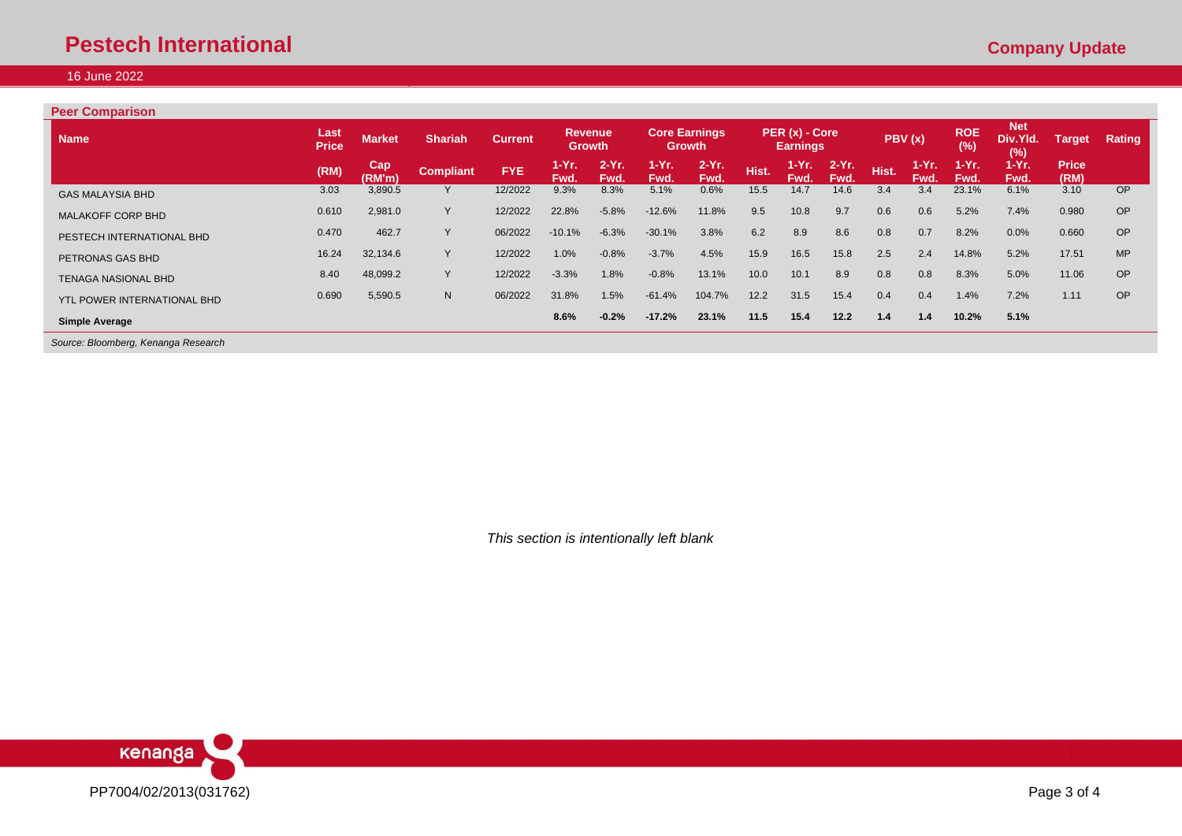## Peer Comparison

| Name | Last Price | Market | Shariah | Current | Revenue Growth | | Core Earnings Growth | | PER (x) - Core Earnings | | | PBV (x) | | ROE (%) | Net Div.Yld. (%) | Target | Rating |
|---|---|---|---|---|---|---|---|---|---|---|---|---|---|---|---|---|---|
| | (RM) | Cap (RM'm) | Compliant | FYE | 1-Yr. Fwd. | 2-Yr. Fwd. | 1-Yr. Fwd. | 2-Yr. Fwd. | Hist. | 1-Yr. Fwd. | 2-Yr. Fwd. | Hist. | 1-Yr. Fwd. | 1-Yr. Fwd. | 1-Yr. Fwd. | Price (RM) | |
| GAS MALAYSIA BHD | 3.03 | 3,890.5 | Y | 12/2022 | 9.3% | 8.3% | 5.1% | 0.6% | 15.5 | 14.7 | 14.6 | 3.4 | 3.4 | 23.1% | 6.1% | 3.10 | OP |
| MALAKOFF CORP BHD | 0.610 | 2,981.0 | Y | 12/2022 | 22.8% | -5.8% | -12.6% | 11.8% | 9.5 | 10.8 | 9.7 | 0.6 | 0.6 | 5.2% | 7.4% | 0.980 | OP |
| PESTECH INTERNATIONAL BHD | 0.470 | 462.7 | Y | 06/2022 | -10.1% | -6.3% | -30.1% | 3.8% | 6.2 | 8.9 | 8.6 | 0.8 | 0.7 | 8.2% | 0.0% | 0.660 | OP |
| PETRONAS GAS BHD | 16.24 | 32,134.6 | Y | 12/2022 | 1.0% | -0.8% | -3.7% | 4.5% | 15.9 | 16.5 | 15.8 | 2.5 | 2.4 | 14.8% | 5.2% | 17.51 | MP |
| TENAGA NASIONAL BHD | 8.40 | 48,099.2 | Y | 12/2022 | -3.3% | 1.8% | -0.8% | 13.1% | 10.0 | 10.1 | 8.9 | 0.8 | 0.8 | 8.3% | 5.0% | 11.06 | OP |
| YTL POWER INTERNATIONAL BHD | 0.690 | 5,590.5 | N | 06/2022 | 31.8% | 1.5% | -61.4% | 104.7% | 12.2 | 31.5 | 15.4 | 0.4 | 0.4 | 1.4% | 7.2% | 1.11 | OP |
| **Simple Average** | | | | | **8.6%** | **-0.2%** | **-17.2%** | **23.1%** | **11.5** | **15.4** | **12.2** | **1.4** | **1.4** | **10.2%** | **5.1%** | | |

*Source: Bloomberg, Kenanga Research*

*This section is intentionally left blank*

PP7004/02/2013(031762)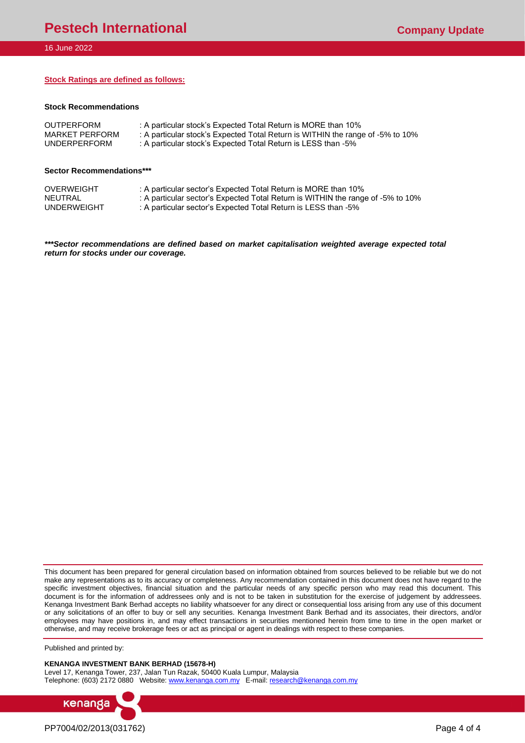**Stock Ratings are defined as follows:**

**Stock Recommendations**

| | |
|---|---|
| OUTPERFORM | : A particular stock's Expected Total Return is MORE than 10% |
| MARKET PERFORM | : A particular stock's Expected Total Return is WITHIN the range of -5% to 10% |
| UNDERPERFORM | : A particular stock's Expected Total Return is LESS than -5% |

**Sector Recommendations*****

| | |
|---|---|
| OVERWEIGHT | : A particular sector's Expected Total Return is MORE than 10% |
| NEUTRAL | : A particular sector's Expected Total Return is WITHIN the range of -5% to 10% |
| UNDERWEIGHT | : A particular sector's Expected Total Return is LESS than -5% |

****\*Sector recommendations are defined based on market capitalisation weighted average expected total return for stocks under our coverage.***

This document has been prepared for general circulation based on information obtained from sources believed to be reliable but we do not make any representations as to its accuracy or completeness. Any recommendation contained in this document does not have regard to the specific investment objectives, financial situation and the particular needs of any specific person who may read this document. This document is for the information of addressees only and is not to be taken in substitution for the exercise of judgement by addressees. Kenanga Investment Bank Berhad accepts no liability whatsoever for any direct or consequential loss arising from any use of this document or any solicitations of an offer to buy or sell any securities. Kenanga Investment Bank Berhad and its associates, their directors, and/or employees may have positions in, and may effect transactions in securities mentioned herein from time to time in the open market or otherwise, and may receive brokerage fees or act as principal or agent in dealings with respect to these companies.

Published and printed by:

**KENANGA INVESTMENT BANK BERHAD (15678-H)**
Level 17, Kenanga Tower, 237, Jalan Tun Razak, 50400 Kuala Lumpur, Malaysia
Telephone: (603) 2172 0880 Website: www.kenanga.com.my E-mail: research@kenanga.com.my

PP7004/02/2013(031762)